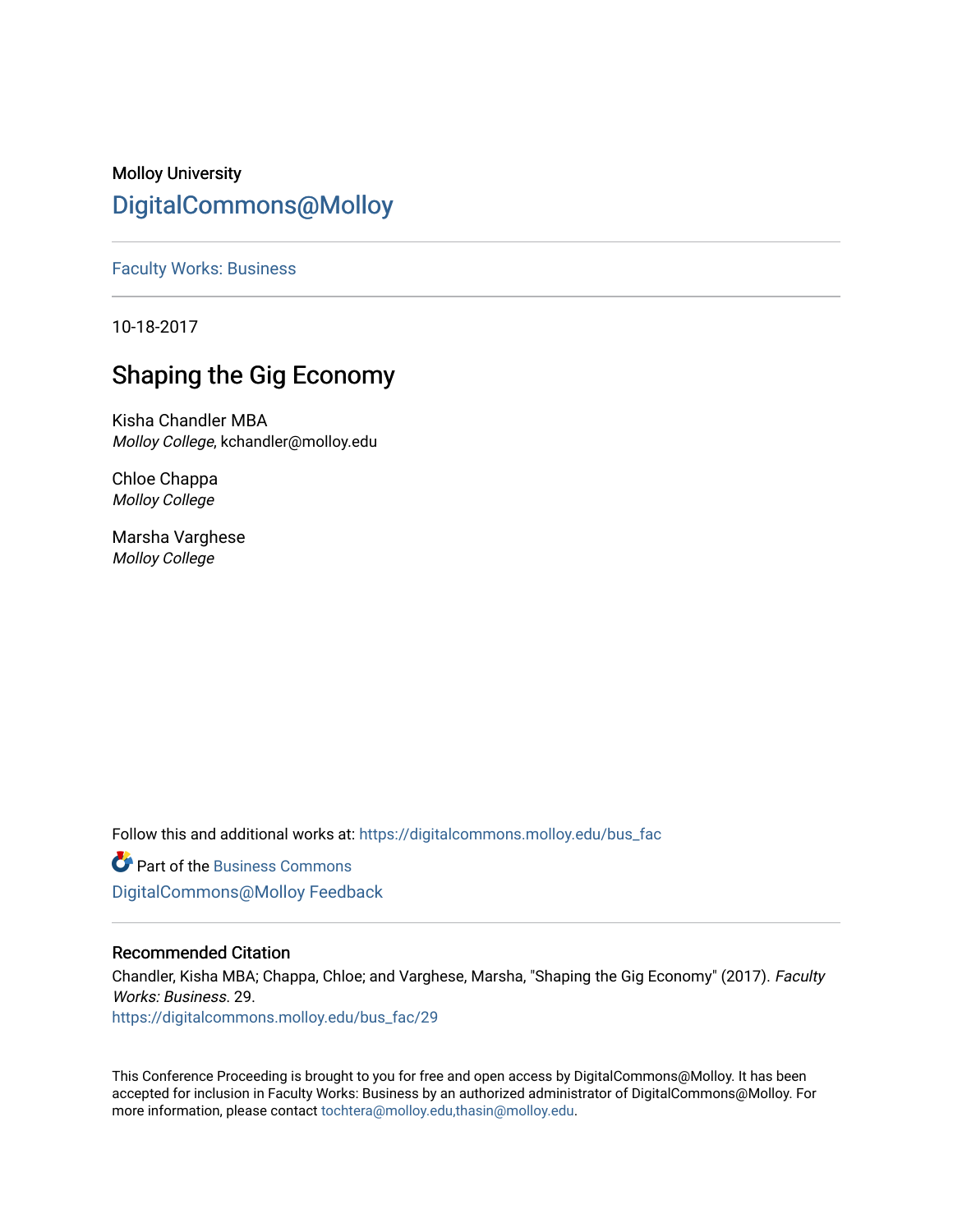Molloy University

DigitalCommons@Molloy

Faculty Works: Business

10-18-2017

# Shaping the Gig Economy

Kisha Chandler MBA
*Molloy College*, kchandler@molloy.edu

Chloe Chappa
*Molloy College*

Marsha Varghese
*Molloy College*

Follow this and additional works at: https://digitalcommons.molloy.edu/bus_fac

Part of the Business Commons

DigitalCommons@Molloy Feedback

## Recommended Citation

Chandler, Kisha MBA; Chappa, Chloe; and Varghese, Marsha, "Shaping the Gig Economy" (2017). *Faculty Works: Business*. 29.
https://digitalcommons.molloy.edu/bus_fac/29

This Conference Proceeding is brought to you for free and open access by DigitalCommons@Molloy. It has been accepted for inclusion in Faculty Works: Business by an authorized administrator of DigitalCommons@Molloy. For more information, please contact tochtera@molloy.edu,thasin@molloy.edu.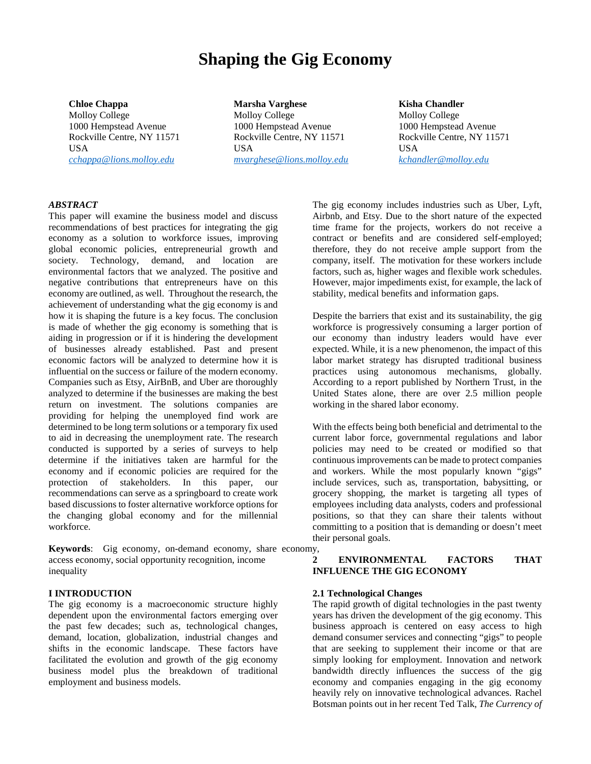# Shaping the Gig Economy

**Chloe Chappa**
Molloy College
1000 Hempstead Avenue
Rockville Centre, NY 11571
USA
*cchappa@lions.molloy.edu*

**Marsha Varghese**
Molloy College
1000 Hempstead Avenue
Rockville Centre, NY 11571
USA
*mvarghese@lions.molloy.edu*

**Kisha Chandler**
Molloy College
1000 Hempstead Avenue
Rockville Centre, NY 11571
USA
*kchandler@molloy.edu*

***ABSTRACT***

This paper will examine the business model and discuss recommendations of best practices for integrating the gig economy as a solution to workforce issues, improving global economic policies, entrepreneurial growth and society. Technology, demand, and location are environmental factors that we analyzed. The positive and negative contributions that entrepreneurs have on this economy are outlined, as well. Throughout the research, the achievement of understanding what the gig economy is and how it is shaping the future is a key focus. The conclusion is made of whether the gig economy is something that is aiding in progression or if it is hindering the development of businesses already established. Past and present economic factors will be analyzed to determine how it is influential on the success or failure of the modern economy. Companies such as Etsy, AirBnB, and Uber are thoroughly analyzed to determine if the businesses are making the best return on investment. The solutions companies are providing for helping the unemployed find work are determined to be long term solutions or a temporary fix used to aid in decreasing the unemployment rate. The research conducted is supported by a series of surveys to help determine if the initiatives taken are harmful for the economy and if economic policies are required for the protection of stakeholders. In this paper, our recommendations can serve as a springboard to create work based discussions to foster alternative workforce options for the changing global economy and for the millennial workforce.

**Keywords**: Gig economy, on-demand economy, share economy, access economy, social opportunity recognition, income inequality

## I INTRODUCTION

The gig economy is a macroeconomic structure highly dependent upon the environmental factors emerging over the past few decades; such as, technological changes, demand, location, globalization, industrial changes and shifts in the economic landscape. These factors have facilitated the evolution and growth of the gig economy business model plus the breakdown of traditional employment and business models.

The gig economy includes industries such as Uber, Lyft, Airbnb, and Etsy. Due to the short nature of the expected time frame for the projects, workers do not receive a contract or benefits and are considered self-employed; therefore, they do not receive ample support from the company, itself. The motivation for these workers include factors, such as, higher wages and flexible work schedules. However, major impediments exist, for example, the lack of stability, medical benefits and information gaps.

Despite the barriers that exist and its sustainability, the gig workforce is progressively consuming a larger portion of our economy than industry leaders would have ever expected. While, it is a new phenomenon, the impact of this labor market strategy has disrupted traditional business practices using autonomous mechanisms, globally. According to a report published by Northern Trust, in the United States alone, there are over 2.5 million people working in the shared labor economy.

With the effects being both beneficial and detrimental to the current labor force, governmental regulations and labor policies may need to be created or modified so that continuous improvements can be made to protect companies and workers. While the most popularly known "gigs" include services, such as, transportation, babysitting, or grocery shopping, the market is targeting all types of employees including data analysts, coders and professional positions, so that they can share their talents without committing to a position that is demanding or doesn't meet their personal goals.

## 2 ENVIRONMENTAL FACTORS THAT INFLUENCE THE GIG ECONOMY

### 2.1 Technological Changes

The rapid growth of digital technologies in the past twenty years has driven the development of the gig economy. This business approach is centered on easy access to high demand consumer services and connecting "gigs" to people that are seeking to supplement their income or that are simply looking for employment. Innovation and network bandwidth directly influences the success of the gig economy and companies engaging in the gig economy heavily rely on innovative technological advances. Rachel Botsman points out in her recent Ted Talk, *The Currency of*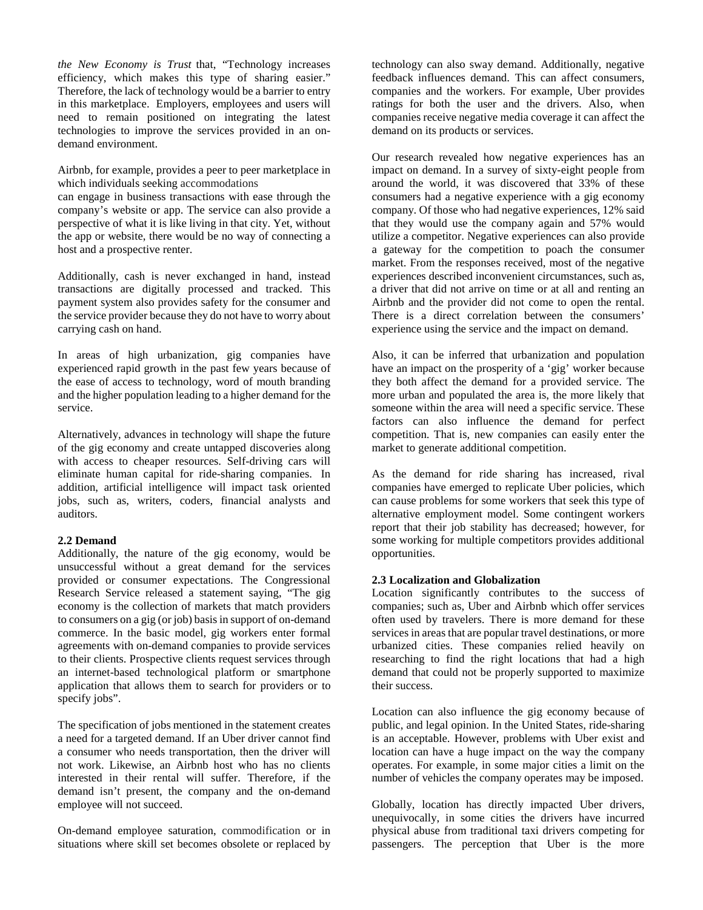*the New Economy is Trust* that, "Technology increases efficiency, which makes this type of sharing easier." Therefore, the lack of technology would be a barrier to entry in this marketplace. Employers, employees and users will need to remain positioned on integrating the latest technologies to improve the services provided in an on-demand environment.

Airbnb, for example, provides a peer to peer marketplace in which individuals seeking accommodations can engage in business transactions with ease through the company's website or app. The service can also provide a perspective of what it is like living in that city. Yet, without the app or website, there would be no way of connecting a host and a prospective renter.

Additionally, cash is never exchanged in hand, instead transactions are digitally processed and tracked. This payment system also provides safety for the consumer and the service provider because they do not have to worry about carrying cash on hand.

In areas of high urbanization, gig companies have experienced rapid growth in the past few years because of the ease of access to technology, word of mouth branding and the higher population leading to a higher demand for the service.

Alternatively, advances in technology will shape the future of the gig economy and create untapped discoveries along with access to cheaper resources. Self-driving cars will eliminate human capital for ride-sharing companies. In addition, artificial intelligence will impact task oriented jobs, such as, writers, coders, financial analysts and auditors.

### 2.2 Demand

Additionally, the nature of the gig economy, would be unsuccessful without a great demand for the services provided or consumer expectations. The Congressional Research Service released a statement saying, "The gig economy is the collection of markets that match providers to consumers on a gig (or job) basis in support of on-demand commerce. In the basic model, gig workers enter formal agreements with on-demand companies to provide services to their clients. Prospective clients request services through an internet-based technological platform or smartphone application that allows them to search for providers or to specify jobs".

The specification of jobs mentioned in the statement creates a need for a targeted demand. If an Uber driver cannot find a consumer who needs transportation, then the driver will not work. Likewise, an Airbnb host who has no clients interested in their rental will suffer. Therefore, if the demand isn't present, the company and the on-demand employee will not succeed.

On-demand employee saturation, commodification or in situations where skill set becomes obsolete or replaced by technology can also sway demand. Additionally, negative feedback influences demand. This can affect consumers, companies and the workers. For example, Uber provides ratings for both the user and the drivers. Also, when companies receive negative media coverage it can affect the demand on its products or services.

Our research revealed how negative experiences has an impact on demand. In a survey of sixty-eight people from around the world, it was discovered that 33% of these consumers had a negative experience with a gig economy company. Of those who had negative experiences, 12% said that they would use the company again and 57% would utilize a competitor. Negative experiences can also provide a gateway for the competition to poach the consumer market. From the responses received, most of the negative experiences described inconvenient circumstances, such as, a driver that did not arrive on time or at all and renting an Airbnb and the provider did not come to open the rental. There is a direct correlation between the consumers' experience using the service and the impact on demand.

Also, it can be inferred that urbanization and population have an impact on the prosperity of a 'gig' worker because they both affect the demand for a provided service. The more urban and populated the area is, the more likely that someone within the area will need a specific service. These factors can also influence the demand for perfect competition. That is, new companies can easily enter the market to generate additional competition.

As the demand for ride sharing has increased, rival companies have emerged to replicate Uber policies, which can cause problems for some workers that seek this type of alternative employment model. Some contingent workers report that their job stability has decreased; however, for some working for multiple competitors provides additional opportunities.

### 2.3 Localization and Globalization

Location significantly contributes to the success of companies; such as, Uber and Airbnb which offer services often used by travelers. There is more demand for these services in areas that are popular travel destinations, or more urbanized cities. These companies relied heavily on researching to find the right locations that had a high demand that could not be properly supported to maximize their success.

Location can also influence the gig economy because of public, and legal opinion. In the United States, ride-sharing is an acceptable. However, problems with Uber exist and location can have a huge impact on the way the company operates. For example, in some major cities a limit on the number of vehicles the company operates may be imposed.

Globally, location has directly impacted Uber drivers, unequivocally, in some cities the drivers have incurred physical abuse from traditional taxi drivers competing for passengers. The perception that Uber is the more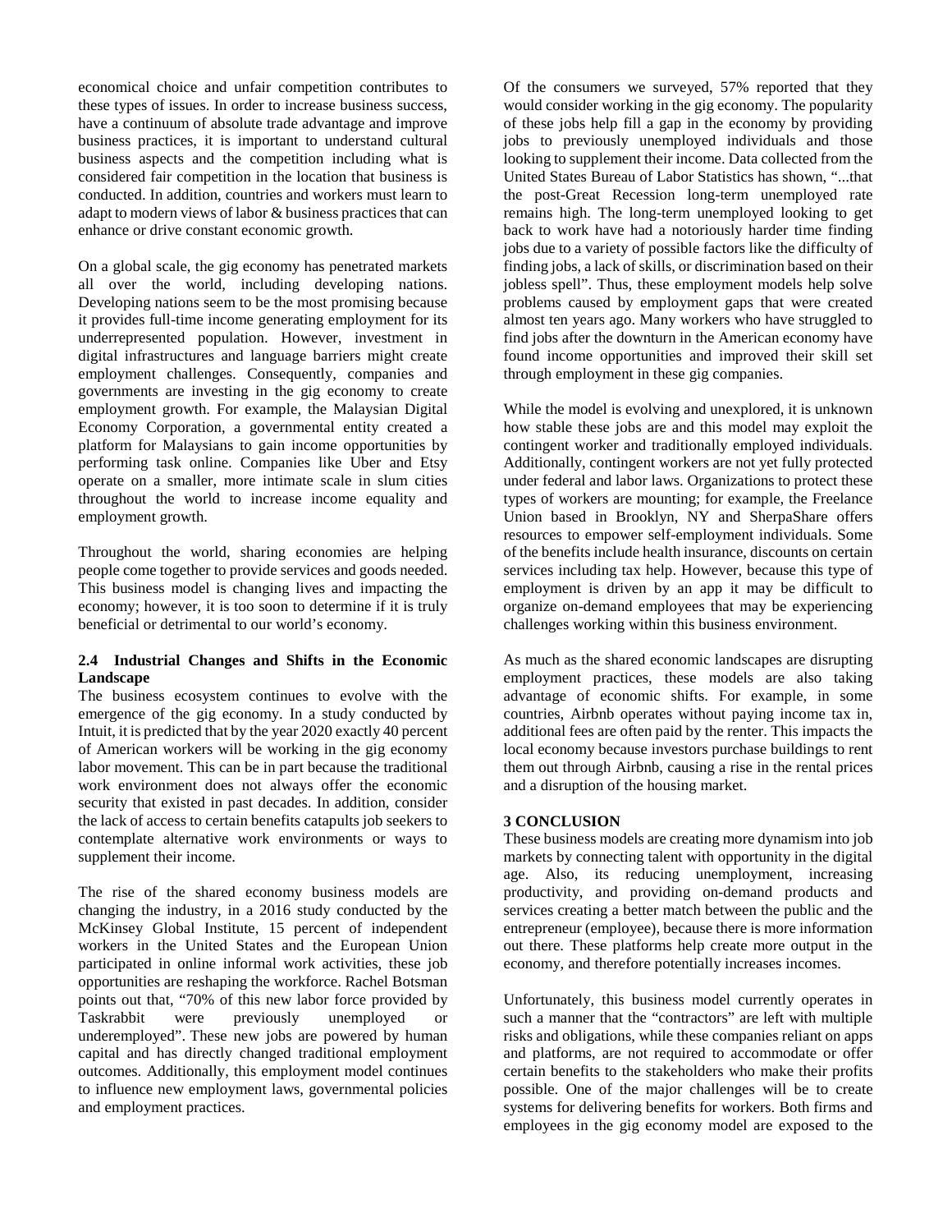economical choice and unfair competition contributes to these types of issues. In order to increase business success, have a continuum of absolute trade advantage and improve business practices, it is important to understand cultural business aspects and the competition including what is considered fair competition in the location that business is conducted. In addition, countries and workers must learn to adapt to modern views of labor & business practices that can enhance or drive constant economic growth.

On a global scale, the gig economy has penetrated markets all over the world, including developing nations. Developing nations seem to be the most promising because it provides full-time income generating employment for its underrepresented population. However, investment in digital infrastructures and language barriers might create employment challenges. Consequently, companies and governments are investing in the gig economy to create employment growth. For example, the Malaysian Digital Economy Corporation, a governmental entity created a platform for Malaysians to gain income opportunities by performing task online. Companies like Uber and Etsy operate on a smaller, more intimate scale in slum cities throughout the world to increase income equality and employment growth.

Throughout the world, sharing economies are helping people come together to provide services and goods needed. This business model is changing lives and impacting the economy; however, it is too soon to determine if it is truly beneficial or detrimental to our world's economy.

### 2.4 Industrial Changes and Shifts in the Economic Landscape

The business ecosystem continues to evolve with the emergence of the gig economy. In a study conducted by Intuit, it is predicted that by the year 2020 exactly 40 percent of American workers will be working in the gig economy labor movement. This can be in part because the traditional work environment does not always offer the economic security that existed in past decades. In addition, consider the lack of access to certain benefits catapults job seekers to contemplate alternative work environments or ways to supplement their income.

The rise of the shared economy business models are changing the industry, in a 2016 study conducted by the McKinsey Global Institute, 15 percent of independent workers in the United States and the European Union participated in online informal work activities, these job opportunities are reshaping the workforce. Rachel Botsman points out that, "70% of this new labor force provided by Taskrabbit were previously unemployed or underemployed". These new jobs are powered by human capital and has directly changed traditional employment outcomes. Additionally, this employment model continues to influence new employment laws, governmental policies and employment practices.

Of the consumers we surveyed, 57% reported that they would consider working in the gig economy. The popularity of these jobs help fill a gap in the economy by providing jobs to previously unemployed individuals and those looking to supplement their income. Data collected from the United States Bureau of Labor Statistics has shown, "...that the post-Great Recession long-term unemployed rate remains high. The long-term unemployed looking to get back to work have had a notoriously harder time finding jobs due to a variety of possible factors like the difficulty of finding jobs, a lack of skills, or discrimination based on their jobless spell". Thus, these employment models help solve problems caused by employment gaps that were created almost ten years ago. Many workers who have struggled to find jobs after the downturn in the American economy have found income opportunities and improved their skill set through employment in these gig companies.

While the model is evolving and unexplored, it is unknown how stable these jobs are and this model may exploit the contingent worker and traditionally employed individuals. Additionally, contingent workers are not yet fully protected under federal and labor laws. Organizations to protect these types of workers are mounting; for example, the Freelance Union based in Brooklyn, NY and SherpaShare offers resources to empower self-employment individuals. Some of the benefits include health insurance, discounts on certain services including tax help. However, because this type of employment is driven by an app it may be difficult to organize on-demand employees that may be experiencing challenges working within this business environment.

As much as the shared economic landscapes are disrupting employment practices, these models are also taking advantage of economic shifts. For example, in some countries, Airbnb operates without paying income tax in, additional fees are often paid by the renter. This impacts the local economy because investors purchase buildings to rent them out through Airbnb, causing a rise in the rental prices and a disruption of the housing market.

## 3 CONCLUSION

These business models are creating more dynamism into job markets by connecting talent with opportunity in the digital age. Also, its reducing unemployment, increasing productivity, and providing on-demand products and services creating a better match between the public and the entrepreneur (employee), because there is more information out there. These platforms help create more output in the economy, and therefore potentially increases incomes.

Unfortunately, this business model currently operates in such a manner that the "contractors" are left with multiple risks and obligations, while these companies reliant on apps and platforms, are not required to accommodate or offer certain benefits to the stakeholders who make their profits possible. One of the major challenges will be to create systems for delivering benefits for workers. Both firms and employees in the gig economy model are exposed to the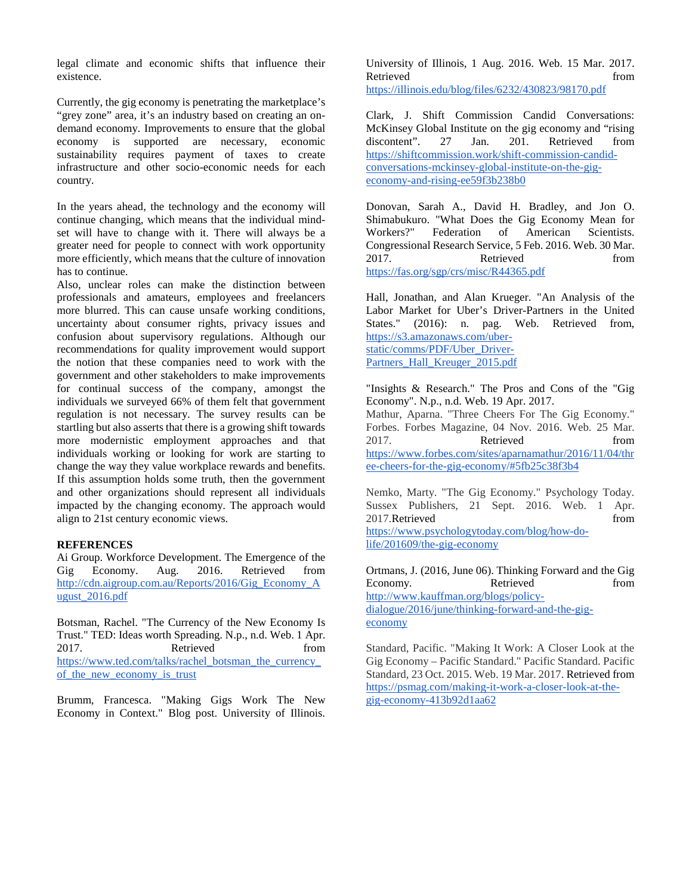legal climate and economic shifts that influence their existence.

Currently, the gig economy is penetrating the marketplace's "grey zone" area, it's an industry based on creating an on-demand economy. Improvements to ensure that the global economy is supported are necessary, economic sustainability requires payment of taxes to create infrastructure and other socio-economic needs for each country.

In the years ahead, the technology and the economy will continue changing, which means that the individual mind-set will have to change with it. There will always be a greater need for people to connect with work opportunity more efficiently, which means that the culture of innovation has to continue.

Also, unclear roles can make the distinction between professionals and amateurs, employees and freelancers more blurred. This can cause unsafe working conditions, uncertainty about consumer rights, privacy issues and confusion about supervisory regulations. Although our recommendations for quality improvement would support the notion that these companies need to work with the government and other stakeholders to make improvements for continual success of the company, amongst the individuals we surveyed 66% of them felt that government regulation is not necessary. The survey results can be startling but also asserts that there is a growing shift towards more modernistic employment approaches and that individuals working or looking for work are starting to change the way they value workplace rewards and benefits. If this assumption holds some truth, then the government and other organizations should represent all individuals impacted by the changing economy. The approach would align to 21st century economic views.

**REFERENCES**

Ai Group. Workforce Development. The Emergence of the Gig Economy. Aug. 2016. Retrieved from http://cdn.aigroup.com.au/Reports/2016/Gig_Economy_August_2016.pdf

Botsman, Rachel. "The Currency of the New Economy Is Trust." TED: Ideas worth Spreading. N.p., n.d. Web. 1 Apr. 2017. Retrieved from https://www.ted.com/talks/rachel_botsman_the_currency_of_the_new_economy_is_trust

Brumm, Francesca. "Making Gigs Work The New Economy in Context." Blog post. University of Illinois. University of Illinois, 1 Aug. 2016. Web. 15 Mar. 2017. Retrieved from https://illinois.edu/blog/files/6232/430823/98170.pdf

Clark, J. Shift Commission Candid Conversations: McKinsey Global Institute on the gig economy and "rising discontent". 27 Jan. 201. Retrieved from https://shiftcommission.work/shift-commission-candid-conversations-mckinsey-global-institute-on-the-gig-economy-and-rising-ee59f3b238b0

Donovan, Sarah A., David H. Bradley, and Jon O. Shimabukuro. "What Does the Gig Economy Mean for Workers?" Federation of American Scientists. Congressional Research Service, 5 Feb. 2016. Web. 30 Mar. 2017. Retrieved from https://fas.org/sgp/crs/misc/R44365.pdf

Hall, Jonathan, and Alan Krueger. "An Analysis of the Labor Market for Uber's Driver-Partners in the United States." (2016): n. pag. Web. Retrieved from, https://s3.amazonaws.com/uber-static/comms/PDF/Uber_Driver-Partners_Hall_Kreuger_2015.pdf

"Insights & Research." The Pros and Cons of the "Gig Economy". N.p., n.d. Web. 19 Apr. 2017.

Mathur, Aparna. "Three Cheers For The Gig Economy." Forbes. Forbes Magazine, 04 Nov. 2016. Web. 25 Mar. 2017. Retrieved from https://www.forbes.com/sites/aparnamathur/2016/11/04/three-cheers-for-the-gig-economy/#5fb25c38f3b4

Nemko, Marty. "The Gig Economy." Psychology Today. Sussex Publishers, 21 Sept. 2016. Web. 1 Apr. 2017.Retrieved from https://www.psychologytoday.com/blog/how-do-life/201609/the-gig-economy

Ortmans, J. (2016, June 06). Thinking Forward and the Gig Economy. Retrieved from http://www.kauffman.org/blogs/policy-dialogue/2016/june/thinking-forward-and-the-gig-economy

Standard, Pacific. "Making It Work: A Closer Look at the Gig Economy – Pacific Standard." Pacific Standard. Pacific Standard, 23 Oct. 2015. Web. 19 Mar. 2017. Retrieved from https://psmag.com/making-it-work-a-closer-look-at-the-gig-economy-413b92d1aa62